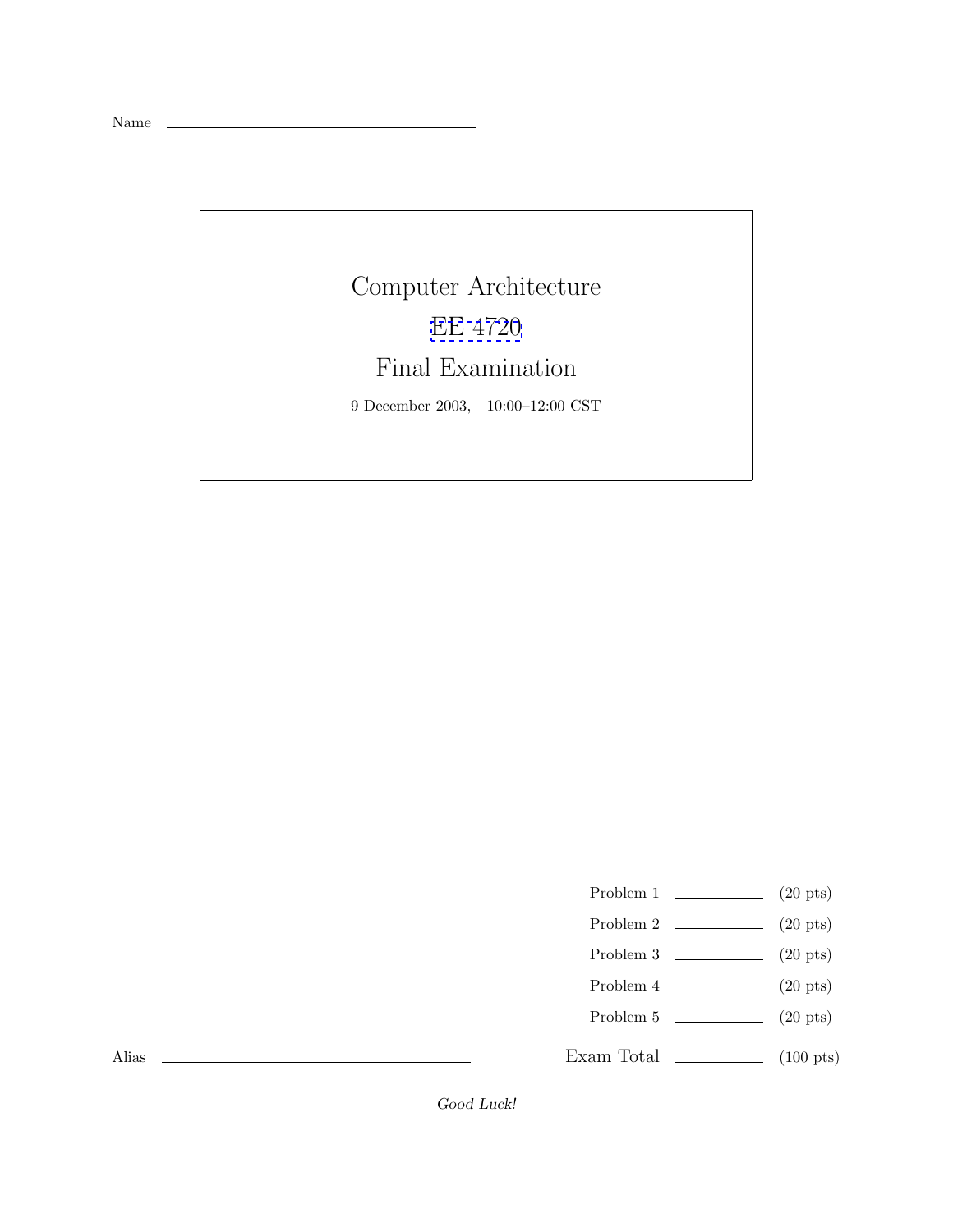Name ______________________________

# Computer Architecture

## EE 4720

## Final Examination

9 December 2003, 10:00–12:00 CST

| | | |
|---|---|---|
| Problem 1 | ________ | (20 pts) |
| Problem 2 | ________ | (20 pts) |
| Problem 3 | ________ | (20 pts) |
| Problem 4 | ________ | (20 pts) |
| Problem 5 | ________ | (20 pts) |
| Exam Total | ________ | (100 pts) |

Alias ______________________________

*Good Luck!*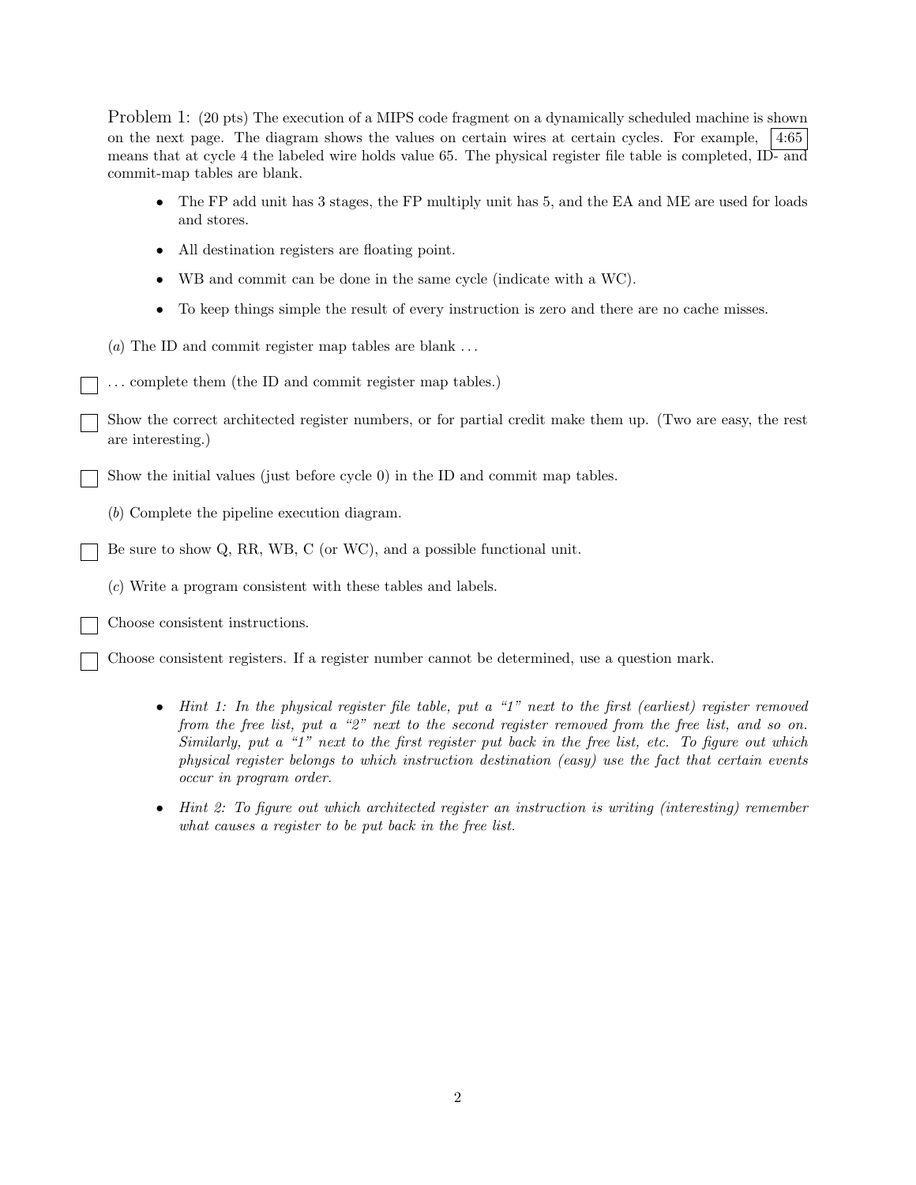Problem 1: (20 pts) The execution of a MIPS code fragment on a dynamically scheduled machine is shown on the next page. The diagram shows the values on certain wires at certain cycles. For example, `4:65` means that at cycle 4 the labeled wire holds value 65. The physical register file table is completed, ID- and commit-map tables are blank.

- The FP add unit has 3 stages, the FP multiply unit has 5, and the EA and ME are used for loads and stores.
- All destination registers are floating point.
- WB and commit can be done in the same cycle (indicate with a WC).
- To keep things simple the result of every instruction is zero and there are no cache misses.

(*a*) The ID and commit register map tables are blank ...

☐ ... complete them (the ID and commit register map tables.)

☐ Show the correct architected register numbers, or for partial credit make them up. (Two are easy, the rest are interesting.)

☐ Show the initial values (just before cycle 0) in the ID and commit map tables.

(*b*) Complete the pipeline execution diagram.

☐ Be sure to show Q, RR, WB, C (or WC), and a possible functional unit.

(*c*) Write a program consistent with these tables and labels.

☐ Choose consistent instructions.

☐ Choose consistent registers. If a register number cannot be determined, use a question mark.

- *Hint 1: In the physical register file table, put a "1" next to the first (earliest) register removed from the free list, put a "2" next to the second register removed from the free list, and so on. Similarly, put a "1" next to the first register put back in the free list, etc. To figure out which physical register belongs to which instruction destination (easy) use the fact that certain events occur in program order.*
- *Hint 2: To figure out which architected register an instruction is writing (interesting) remember what causes a register to be put back in the free list.*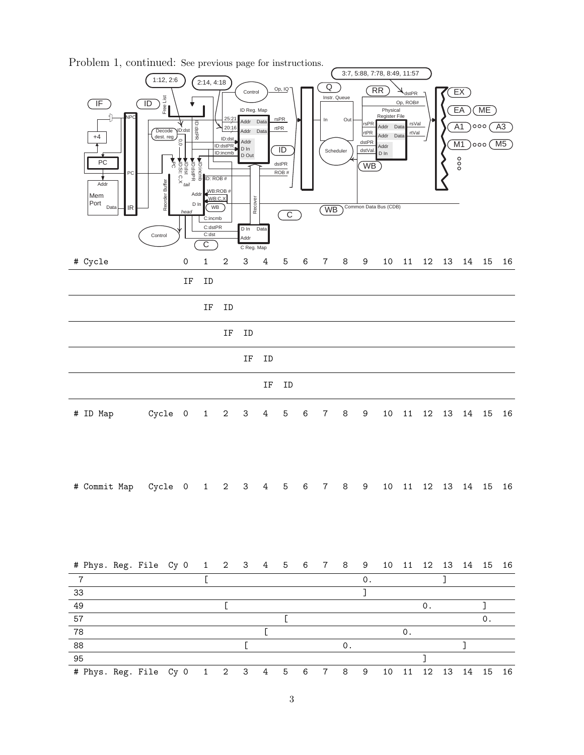Problem 1, continued: See previous page for instructions.

1:12, 2:6

2:14, 4:18

3:7, 5:88, 7:78, 8:49, 11:57

| # Cycle | 0 | 1 | 2 | 3 | 4 | 5 | 6 | 7 | 8 | 9 | 10 | 11 | 12 | 13 | 14 | 15 | 16 |
|---|---|---|---|---|---|---|---|---|---|---|---|---|---|---|---|---|---|
| | IF | ID | | | | | | | | | | | | | | | |
| | | IF | ID | | | | | | | | | | | | | | |
| | | | IF | ID | | | | | | | | | | | | | |
| | | | | IF | ID | | | | | | | | | | | | |
| | | | | | IF | ID | | | | | | | | | | | |

| # ID Map | Cycle | 0 | 1 | 2 | 3 | 4 | 5 | 6 | 7 | 8 | 9 | 10 | 11 | 12 | 13 | 14 | 15 | 16 |
|---|---|---|---|---|---|---|---|---|---|---|---|---|---|---|---|---|---|---|

| # Commit Map | Cycle | 0 | 1 | 2 | 3 | 4 | 5 | 6 | 7 | 8 | 9 | 10 | 11 | 12 | 13 | 14 | 15 | 16 |
|---|---|---|---|---|---|---|---|---|---|---|---|---|---|---|---|---|---|---|

| # Phys. Reg. File | Cy 0 | 1 | 2 | 3 | 4 | 5 | 6 | 7 | 8 | 9 | 10 | 11 | 12 | 13 | 14 | 15 | 16 |
|---|---|---|---|---|---|---|---|---|---|---|---|---|---|---|---|---|---|
| 7 | | [ | | | | | | | | 0. | | | | ] | | | |
| 33 | | | | | | | | | | ] | | | | | | | |
| 49 | | | [ | | | | | | | | | | 0. | | | ] | |
| 57 | | | | | | [ | | | | | | | | | | 0. | |
| 78 | | | | | [ | | | | | | | 0. | | | | | |
| 88 | | | | [ | | | | | 0. | | | | | | ] | | |
| 95 | | | | | | | | | | | | | ] | | | | |
| # Phys. Reg. File | Cy 0 | 1 | 2 | 3 | 4 | 5 | 6 | 7 | 8 | 9 | 10 | 11 | 12 | 13 | 14 | 15 | 16 |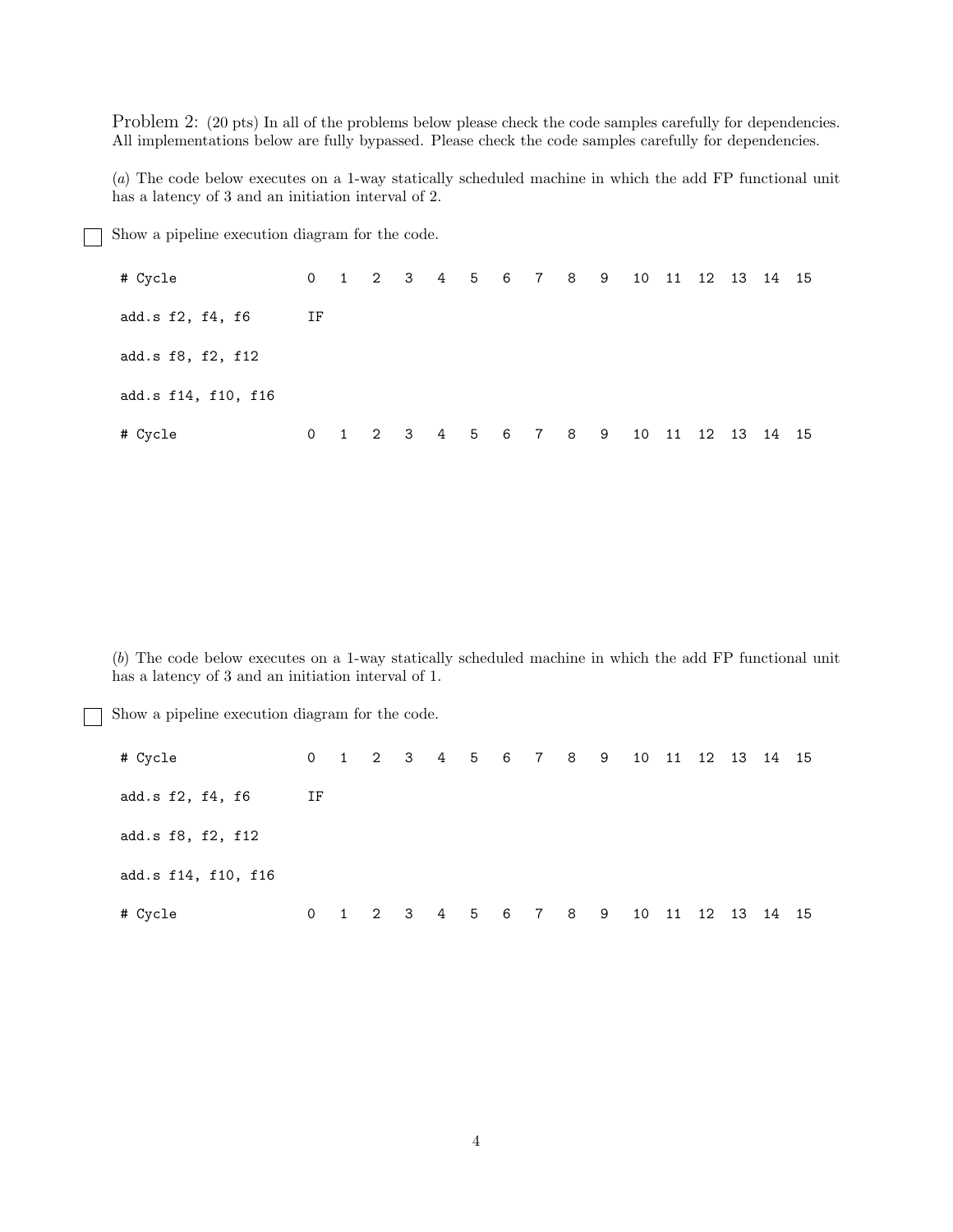Problem 2: (20 pts) In all of the problems below please check the code samples carefully for dependencies. All implementations below are fully bypassed. Please check the code samples carefully for dependencies.

(*a*) The code below executes on a 1-way statically scheduled machine in which the add FP functional unit has a latency of 3 and an initiation interval of 2.

☐ Show a pipeline execution diagram for the code.

```
# Cycle              0   1   2   3   4   5   6   7   8   9   10  11  12  13  14  15

add.s f2, f4, f6     IF

add.s f8, f2, f12

add.s f14, f10, f16

# Cycle              0   1   2   3   4   5   6   7   8   9   10  11  12  13  14  15
```

(*b*) The code below executes on a 1-way statically scheduled machine in which the add FP functional unit has a latency of 3 and an initiation interval of 1.

☐ Show a pipeline execution diagram for the code.

```
# Cycle              0   1   2   3   4   5   6   7   8   9   10  11  12  13  14  15

add.s f2, f4, f6     IF

add.s f8, f2, f12

add.s f14, f10, f16

# Cycle              0   1   2   3   4   5   6   7   8   9   10  11  12  13  14  15
```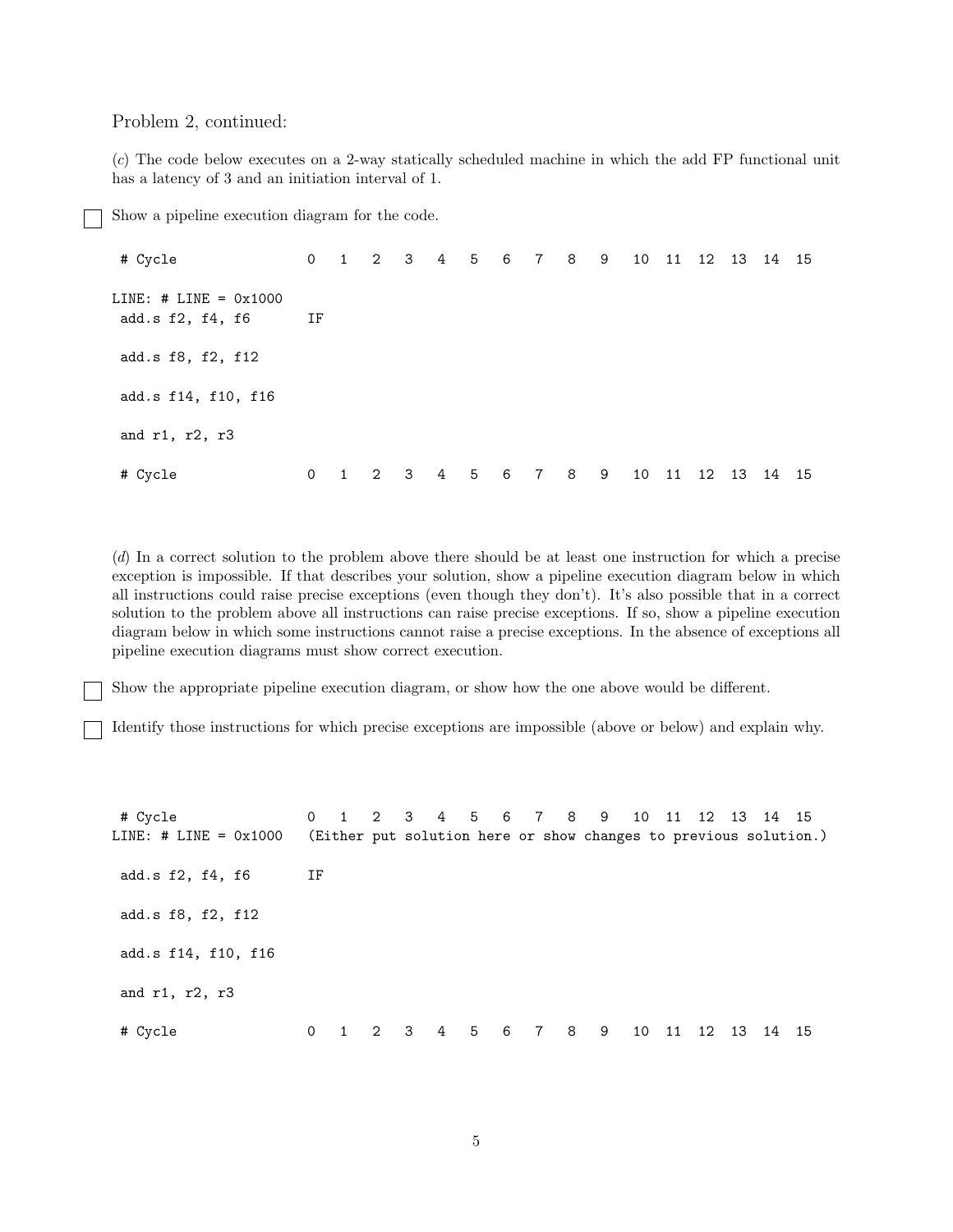Problem 2, continued:

(*c*) The code below executes on a 2-way statically scheduled machine in which the add FP functional unit has a latency of 3 and an initiation interval of 1.

☐ Show a pipeline execution diagram for the code.

```
 # Cycle               0   1   2   3   4   5   6   7   8   9   10  11  12  13  14  15

LINE: # LINE = 0x1000
 add.s f2, f4, f6      IF

 add.s f8, f2, f12

 add.s f14, f10, f16

 and r1, r2, r3

 # Cycle               0   1   2   3   4   5   6   7   8   9   10  11  12  13  14  15
```

(*d*) In a correct solution to the problem above there should be at least one instruction for which a precise exception is impossible. If that describes your solution, show a pipeline execution diagram below in which all instructions could raise precise exceptions (even though they don't). It's also possible that in a correct solution to the problem above all instructions can raise precise exceptions. If so, show a pipeline execution diagram below in which some instructions cannot raise a precise exceptions. In the absence of exceptions all pipeline execution diagrams must show correct execution.

☐ Show the appropriate pipeline execution diagram, or show how the one above would be different.

☐ Identify those instructions for which precise exceptions are impossible (above or below) and explain why.

```
 # Cycle               0   1   2   3   4   5   6   7   8   9   10  11  12  13  14  15
LINE: # LINE = 0x1000  (Either put solution here or show changes to previous solution.)

 add.s f2, f4, f6      IF

 add.s f8, f2, f12

 add.s f14, f10, f16

 and r1, r2, r3

 # Cycle               0   1   2   3   4   5   6   7   8   9   10  11  12  13  14  15
```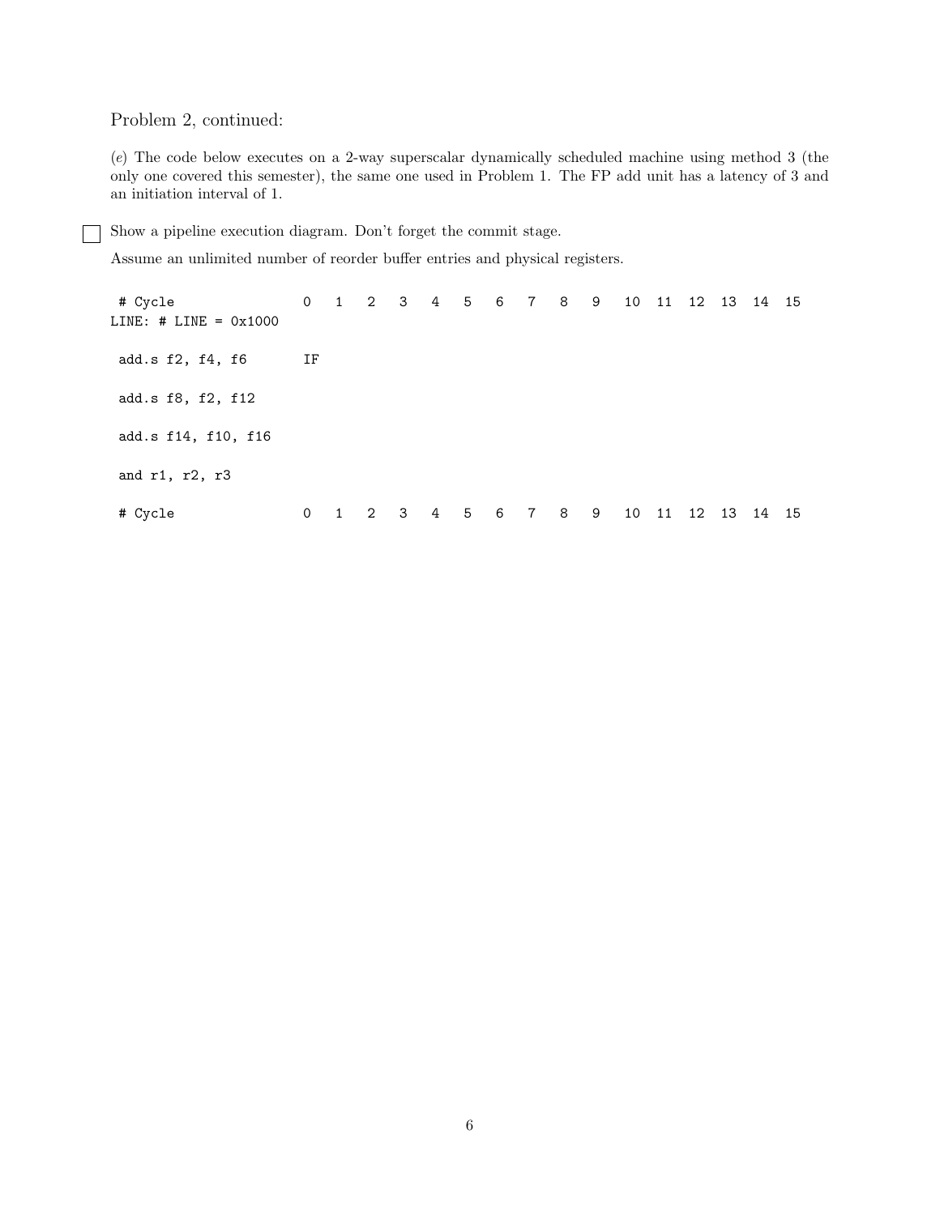Problem 2, continued:

(*e*) The code below executes on a 2-way superscalar dynamically scheduled machine using method 3 (the only one covered this semester), the same one used in Problem 1. The FP add unit has a latency of 3 and an initiation interval of 1.

☐ Show a pipeline execution diagram. Don't forget the commit stage.

Assume an unlimited number of reorder buffer entries and physical registers.

```
 # Cycle               0   1   2   3   4   5   6   7   8   9   10  11  12  13  14  15
LINE: # LINE = 0x1000

 add.s f2, f4, f6      IF

 add.s f8, f2, f12

 add.s f14, f10, f16

 and r1, r2, r3

 # Cycle               0   1   2   3   4   5   6   7   8   9   10  11  12  13  14  15
```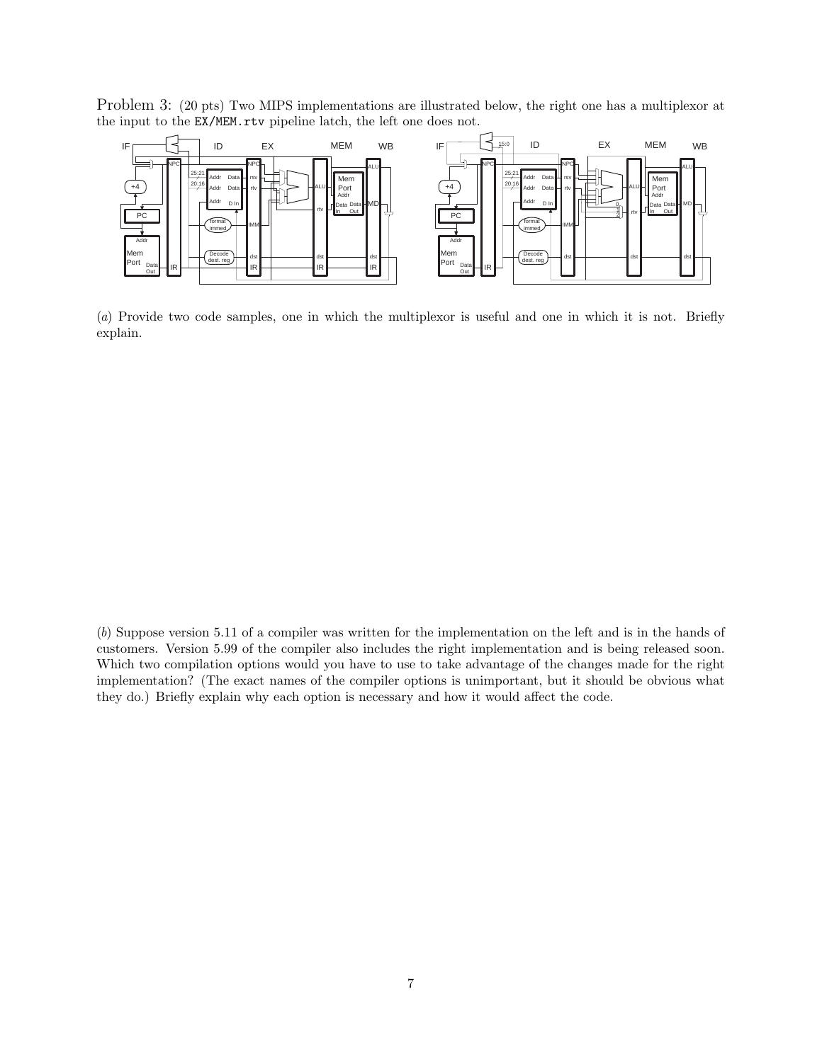Problem 3: (20 pts) Two MIPS implementations are illustrated below, the right one has a multiplexor at the input to the `EX/MEM.rtv` pipeline latch, the left one does not.

(*a*) Provide two code samples, one in which the multiplexor is useful and one in which it is not. Briefly explain.

(*b*) Suppose version 5.11 of a compiler was written for the implementation on the left and is in the hands of customers. Version 5.99 of the compiler also includes the right implementation and is being released soon. Which two compilation options would you have to use to take advantage of the changes made for the right implementation? (The exact names of the compiler options is unimportant, but it should be obvious what they do.) Briefly explain why each option is necessary and how it would affect the code.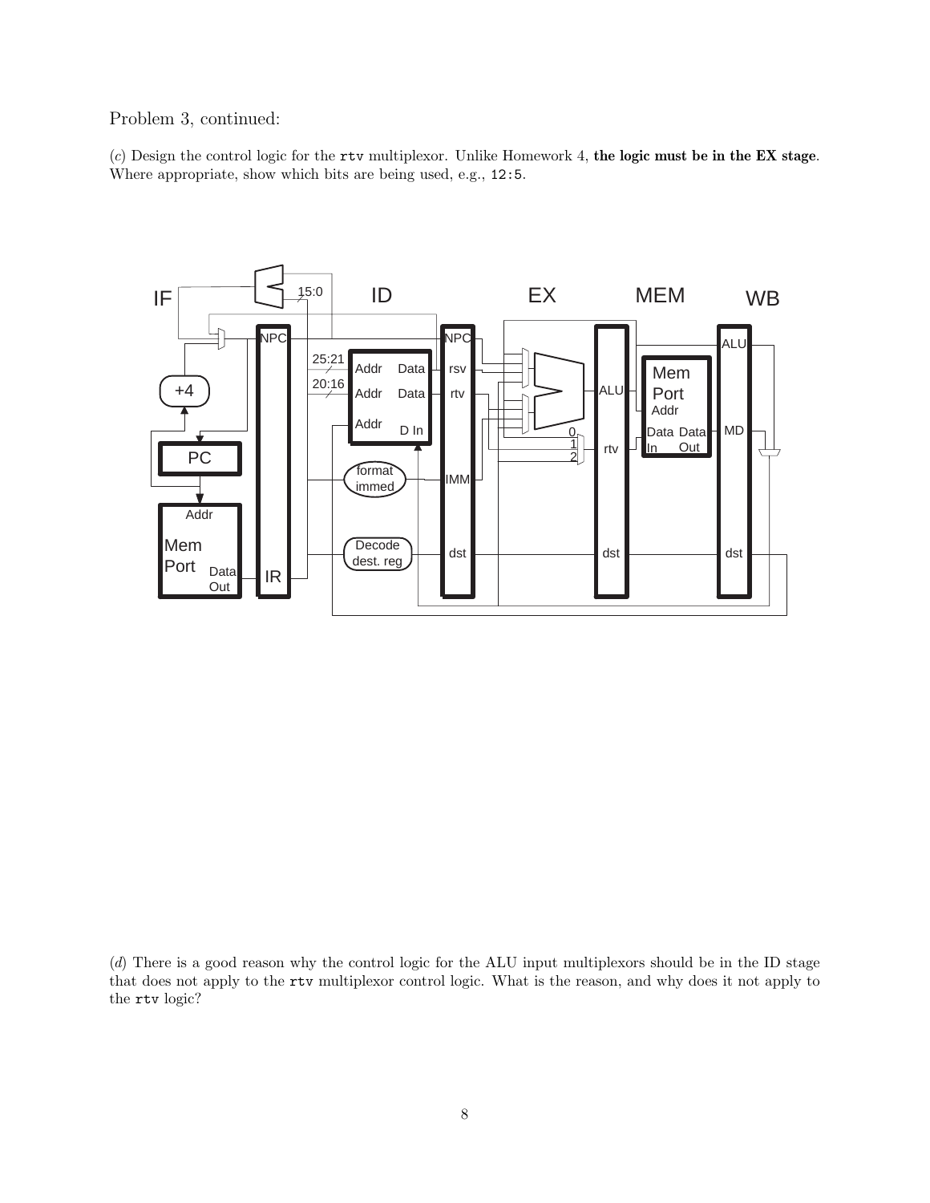Problem 3, continued:

(*c*) Design the control logic for the `rtv` multiplexor. Unlike Homework 4, **the logic must be in the EX stage**. Where appropriate, show which bits are being used, e.g., `12:5`.

(*d*) There is a good reason why the control logic for the ALU input multiplexors should be in the ID stage that does not apply to the `rtv` multiplexor control logic. What is the reason, and why does it not apply to the `rtv` logic?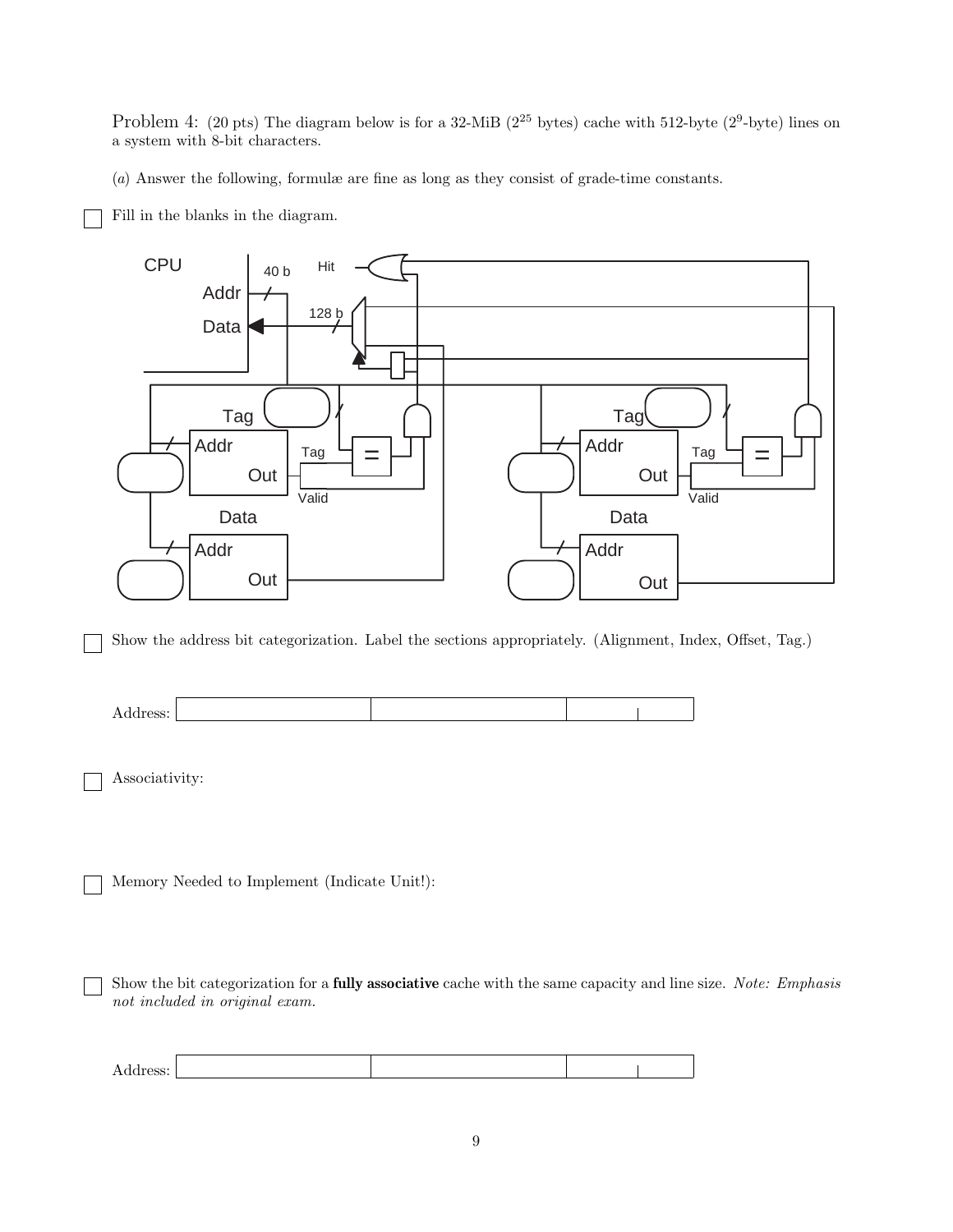Problem 4: (20 pts) The diagram below is for a 32-MiB ($2^{25}$ bytes) cache with 512-byte ($2^{9}$-byte) lines on a system with 8-bit characters.

($a$) Answer the following, formulæ are fine as long as they consist of grade-time constants.

☐ Fill in the blanks in the diagram.

CPU, Addr, Data, 40 b, 128 b, Hit, Tag, Addr, Out, Tag, Valid, Data, Addr, Out, =

☐ Show the address bit categorization. Label the sections appropriately. (Alignment, Index, Offset, Tag.)

Address:

| | | | |
|---|---|---|---|
| | | | |

☐ Associativity:

☐ Memory Needed to Implement (Indicate Unit!):

☐ Show the bit categorization for a **fully associative** cache with the same capacity and line size. *Note: Emphasis not included in original exam.*

Address:

| | | | |
|---|---|---|---|
| | | | |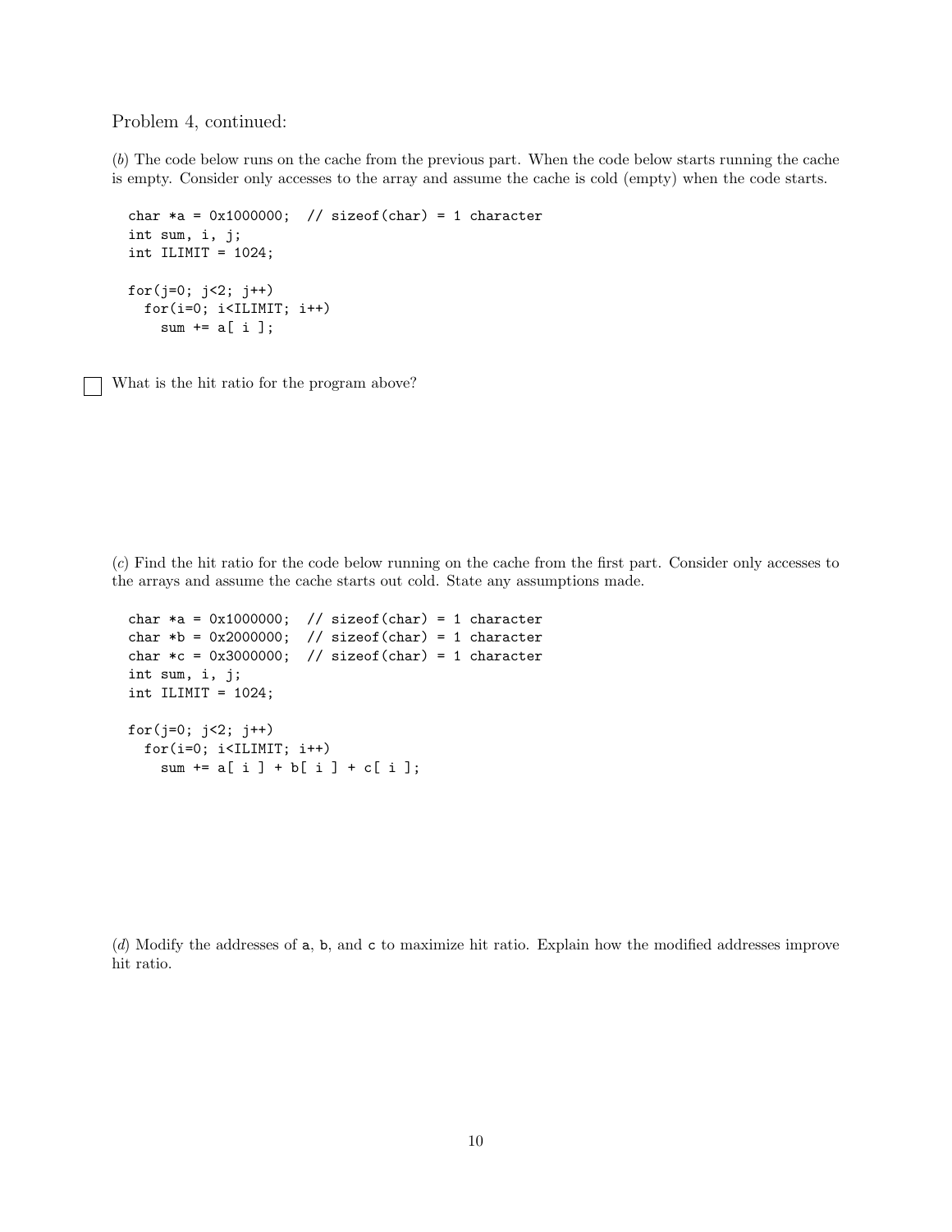Problem 4, continued:

(*b*) The code below runs on the cache from the previous part. When the code below starts running the cache is empty. Consider only accesses to the array and assume the cache is cold (empty) when the code starts.

```
char *a = 0x1000000;  // sizeof(char) = 1 character
int sum, i, j;
int ILIMIT = 1024;

for(j=0; j<2; j++)
  for(i=0; i<ILIMIT; i++)
    sum += a[ i ];
```

☐ What is the hit ratio for the program above?

(*c*) Find the hit ratio for the code below running on the cache from the first part. Consider only accesses to the arrays and assume the cache starts out cold. State any assumptions made.

```
char *a = 0x1000000;  // sizeof(char) = 1 character
char *b = 0x2000000;  // sizeof(char) = 1 character
char *c = 0x3000000;  // sizeof(char) = 1 character
int sum, i, j;
int ILIMIT = 1024;

for(j=0; j<2; j++)
  for(i=0; i<ILIMIT; i++)
    sum += a[ i ] + b[ i ] + c[ i ];
```

(*d*) Modify the addresses of a, b, and c to maximize hit ratio. Explain how the modified addresses improve hit ratio.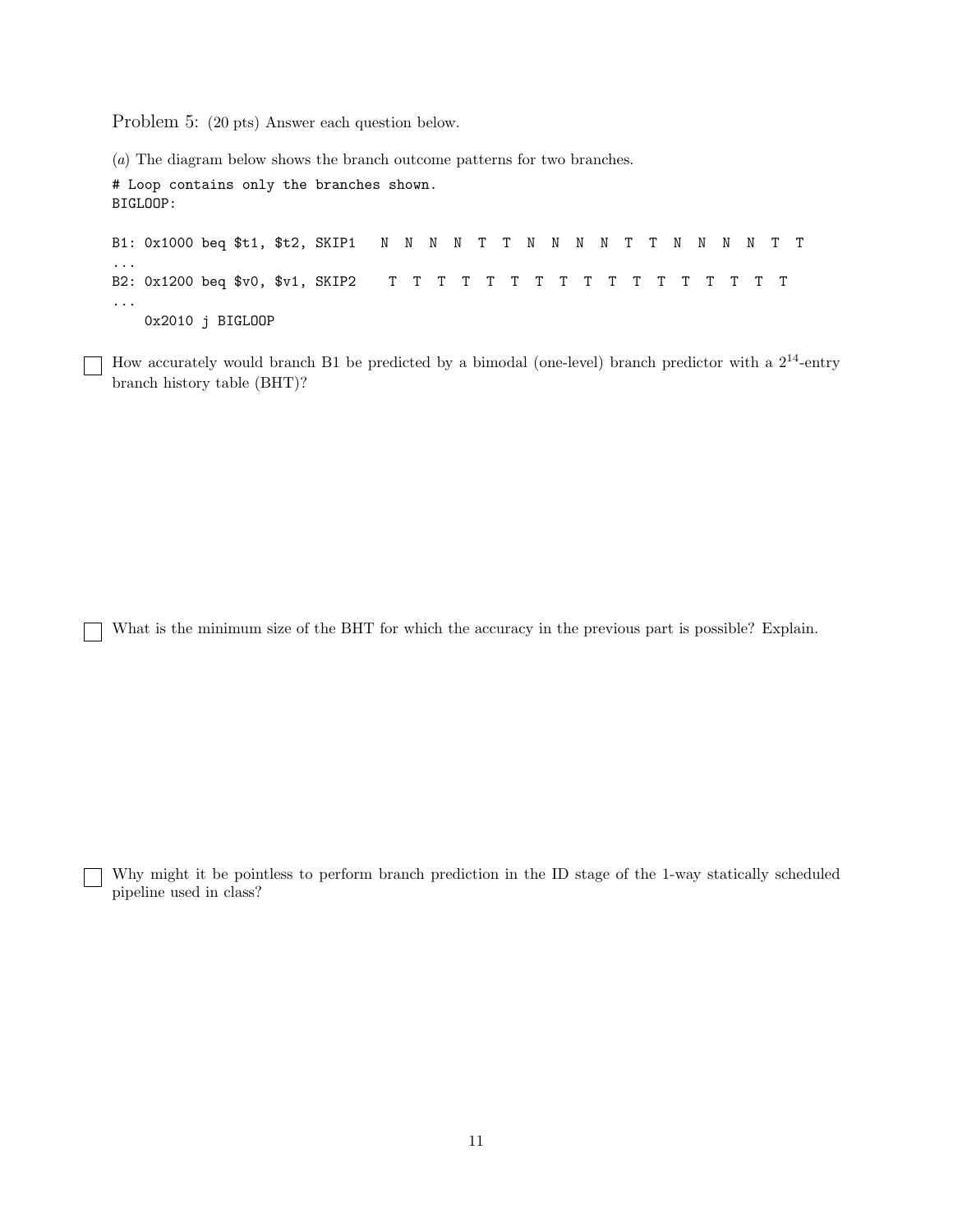Problem 5: (20 pts) Answer each question below.

(*a*) The diagram below shows the branch outcome patterns for two branches.

```
# Loop contains only the branches shown.
BIGLOOP:

B1: 0x1000 beq $t1, $t2, SKIP1   N  N  N  N  T  T  N  N  N  N  T  T  N  N  N  N  T  T
...
B2: 0x1200 beq $v0, $v1, SKIP2    T  T  T  T  T  T  T  T  T  T  T  T  T  T  T  T  T
...
    0x2010 j BIGLOOP
```

☐ How accurately would branch B1 be predicted by a bimodal (one-level) branch predictor with a $2^{14}$-entry branch history table (BHT)?

☐ What is the minimum size of the BHT for which the accuracy in the previous part is possible? Explain.

☐ Why might it be pointless to perform branch prediction in the ID stage of the 1-way statically scheduled pipeline used in class?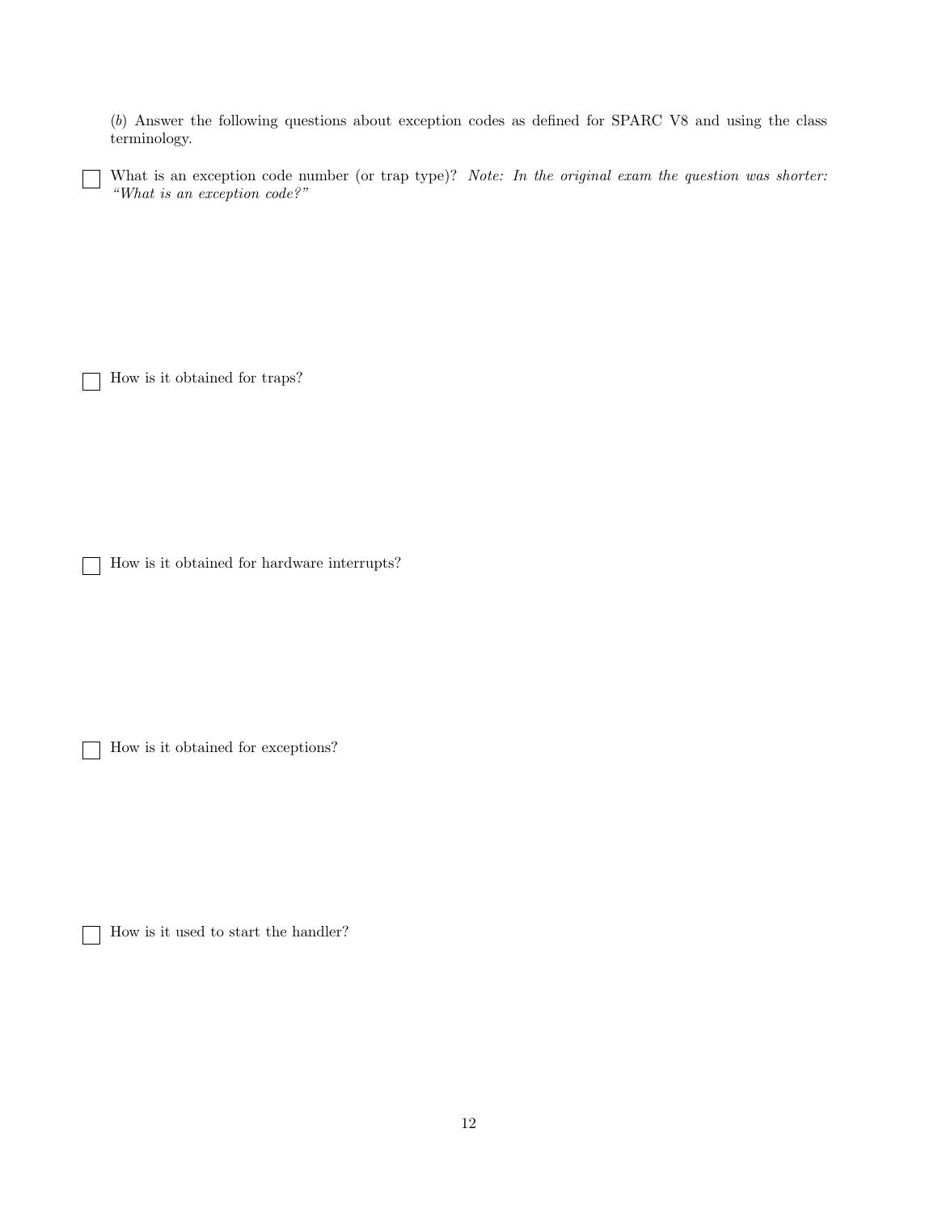(*b*) Answer the following questions about exception codes as defined for SPARC V8 and using the class terminology.

☐ What is an exception code number (or trap type)? *Note: In the original exam the question was shorter: "What is an exception code?"*

☐ How is it obtained for traps?

☐ How is it obtained for hardware interrupts?

☐ How is it obtained for exceptions?

☐ How is it used to start the handler?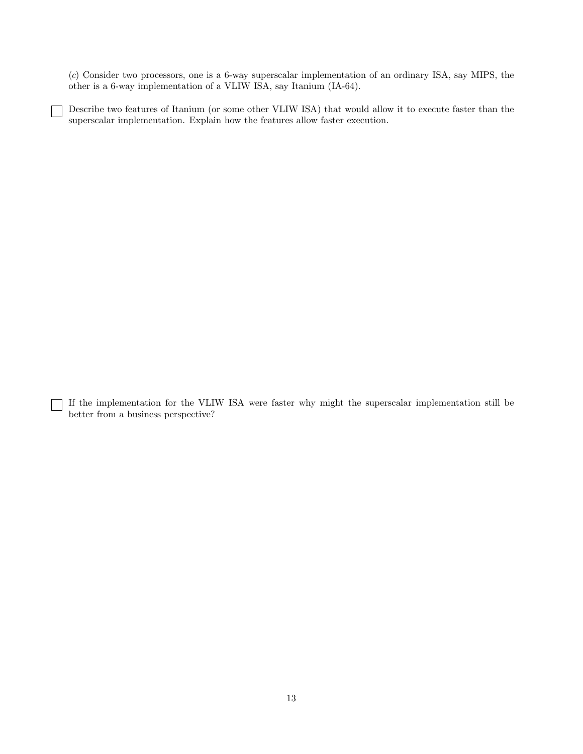(*c*) Consider two processors, one is a 6-way superscalar implementation of an ordinary ISA, say MIPS, the other is a 6-way implementation of a VLIW ISA, say Itanium (IA-64).

☐ Describe two features of Itanium (or some other VLIW ISA) that would allow it to execute faster than the superscalar implementation. Explain how the features allow faster execution.

☐ If the implementation for the VLIW ISA were faster why might the superscalar implementation still be better from a business perspective?